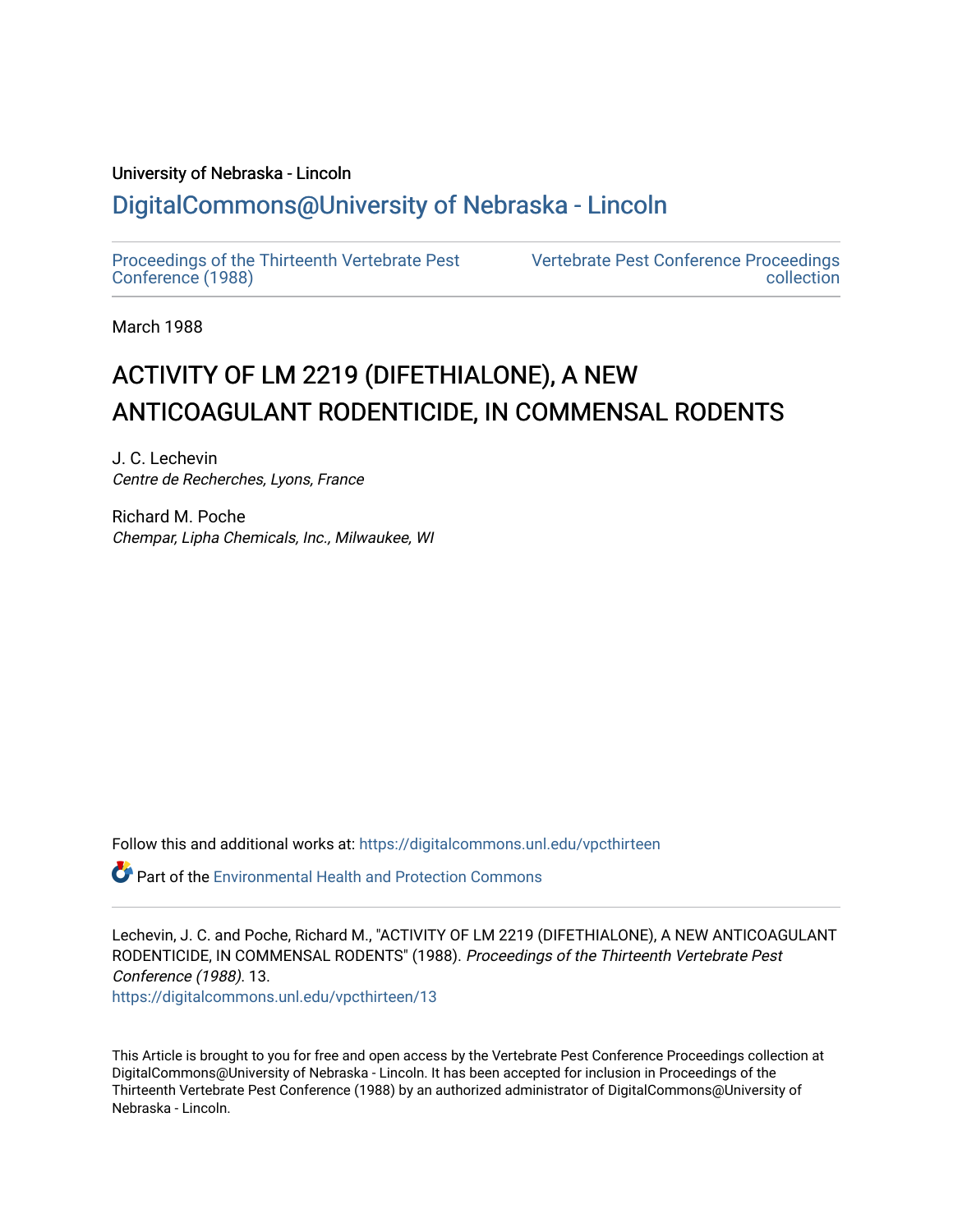University of Nebraska - Lincoln

# DigitalCommons@University of Nebraska - Lincoln

Proceedings of the Thirteenth Vertebrate Pest Conference (1988)

Vertebrate Pest Conference Proceedings collection

March 1988

# ACTIVITY OF LM 2219 (DIFETHIALONE), A NEW ANTICOAGULANT RODENTICIDE, IN COMMENSAL RODENTS

J. C. Lechevin
*Centre de Recherches, Lyons, France*

Richard M. Poche
*Chempar, Lipha Chemicals, Inc., Milwaukee, WI*

Follow this and additional works at: https://digitalcommons.unl.edu/vpcthirteen

Part of the Environmental Health and Protection Commons

Lechevin, J. C. and Poche, Richard M., "ACTIVITY OF LM 2219 (DIFETHIALONE), A NEW ANTICOAGULANT RODENTICIDE, IN COMMENSAL RODENTS" (1988). *Proceedings of the Thirteenth Vertebrate Pest Conference (1988)*. 13.
https://digitalcommons.unl.edu/vpcthirteen/13

This Article is brought to you for free and open access by the Vertebrate Pest Conference Proceedings collection at DigitalCommons@University of Nebraska - Lincoln. It has been accepted for inclusion in Proceedings of the Thirteenth Vertebrate Pest Conference (1988) by an authorized administrator of DigitalCommons@University of Nebraska - Lincoln.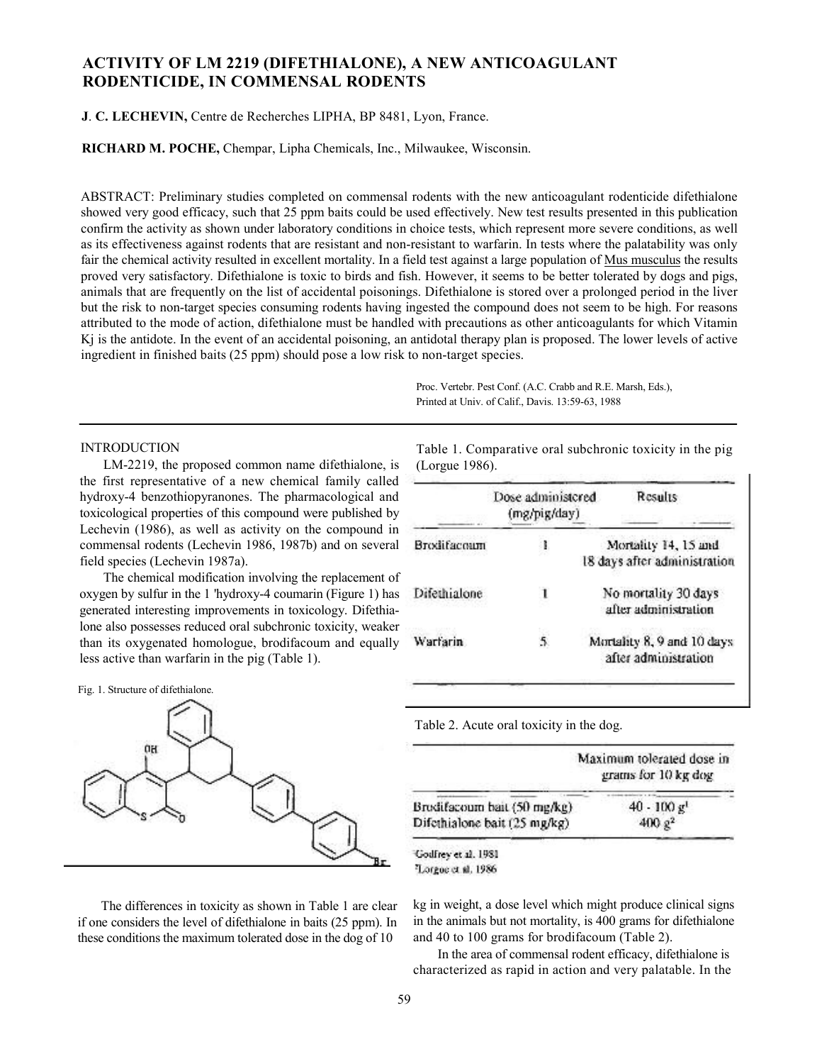# ACTIVITY OF LM 2219 (DIFETHIALONE), A NEW ANTICOAGULANT RODENTICIDE, IN COMMENSAL RODENTS

**J. C. LECHEVIN,** Centre de Recherches LIPHA, BP 8481, Lyon, France.

**RICHARD M. POCHE,** Chempar, Lipha Chemicals, Inc., Milwaukee, Wisconsin.

ABSTRACT: Preliminary studies completed on commensal rodents with the new anticoagulant rodenticide difethialone showed very good efficacy, such that 25 ppm baits could be used effectively. New test results presented in this publication confirm the activity as shown under laboratory conditions in choice tests, which represent more severe conditions, as well as its effectiveness against rodents that are resistant and non-resistant to warfarin. In tests where the palatability was only fair the chemical activity resulted in excellent mortality. In a field test against a large population of Mus musculus the results proved very satisfactory. Difethialone is toxic to birds and fish. However, it seems to be better tolerated by dogs and pigs, animals that are frequently on the list of accidental poisonings. Difethialone is stored over a prolonged period in the liver but the risk to non-target species consuming rodents having ingested the compound does not seem to be high. For reasons attributed to the mode of action, difethialone must be handled with precautions as other anticoagulants for which Vitamin Kj is the antidote. In the event of an accidental poisoning, an antidotal therapy plan is proposed. The lower levels of active ingredient in finished baits (25 ppm) should pose a low risk to non-target species.

Proc. Vertebr. Pest Conf. (A.C. Crabb and R.E. Marsh, Eds.), Printed at Univ. of Calif., Davis. 13:59-63, 1988

## INTRODUCTION

LM-2219, the proposed common name difethialone, is the first representative of a new chemical family called hydroxy-4 benzothiopyranones. The pharmacological and toxicological properties of this compound were published by Lechevin (1986), as well as activity on the compound in commensal rodents (Lechevin 1986, 1987b) and on several field species (Lechevin 1987a).

The chemical modification involving the replacement of oxygen by sulfur in the 1 'hydroxy-4 coumarin (Figure 1) has generated interesting improvements in toxicology. Difethialone also possesses reduced oral subchronic toxicity, weaker than its oxygenated homologue, brodifacoum and equally less active than warfarin in the pig (Table 1).

Fig. 1. Structure of difethialone.

Table 1. Comparative oral subchronic toxicity in the pig (Lorgue 1986).

| | Dose administered (mg/pig/day) | Results |
|---|---|---|
| Brodifacoum | 1 | Mortality 14, 15 and 18 days after administration |
| Difethialone | 1 | No mortality 30 days after administration |
| Warfarin | 5 | Mortality 8, 9 and 10 days after administration |

Table 2. Acute oral toxicity in the dog.

| | Maximum tolerated dose in grams for 10 kg dog |
|---|---|
| Brodifacoum bait (50 mg/kg) | 40 - 100 g[1] |
| Difethialone bait (25 mg/kg) | 400 g[2] |

[1]Godfrey et al. 1981
[2]Lorgue et al. 1986

The differences in toxicity as shown in Table 1 are clear if one considers the level of difethialone in baits (25 ppm). In these conditions the maximum tolerated dose in the dog of 10 kg in weight, a dose level which might produce clinical signs in the animals but not mortality, is 400 grams for difethialone and 40 to 100 grams for brodifacoum (Table 2).

In the area of commensal rodent efficacy, difethialone is characterized as rapid in action and very palatable. In the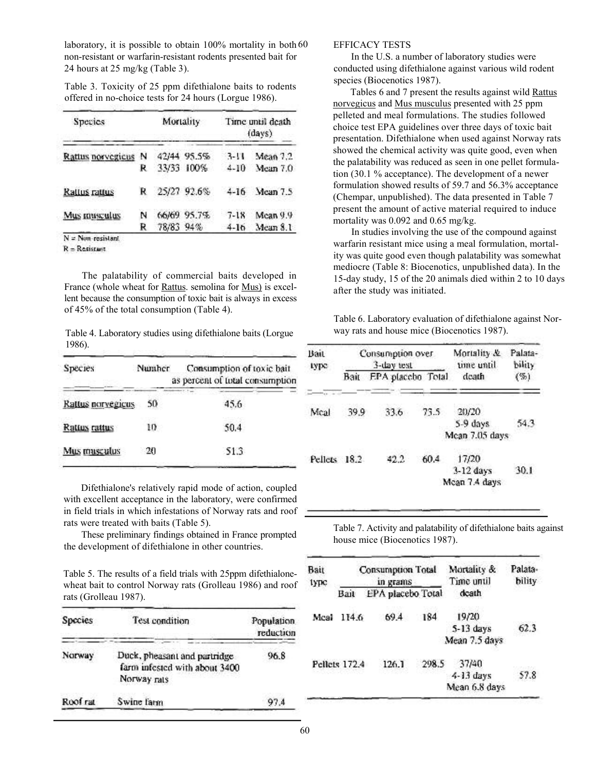laboratory, it is possible to obtain 100% mortality in both non-resistant or warfarin-resistant rodents presented bait for 24 hours at 25 mg/kg (Table 3).

Table 3. Toxicity of 25 ppm difethialone baits to rodents offered in no-choice tests for 24 hours (Lorgue 1986).

| Species | | Mortality | | Time until death (days) | |
|---|---|---|---|---|---|
| Rattus norvegicus | N | 42/44 | 95.5% | 3-11 | Mean 7.2 |
| | R | 33/33 | 100% | 4-10 | Mean 7.0 |
| Rattus rattus | R | 25/27 | 92.6% | 4-16 | Mean 7.5 |
| Mus musculus | N | 66/69 | 95.7% | 7-18 | Mean 9.9 |
| | R | 78/83 | 94% | 4-16 | Mean 8.1 |

N = Non-resistant
R = Resistant

The palatability of commercial baits developed in France (whole wheat for Rattus, semolina for Mus) is excellent because the consumption of toxic bait is always in excess of 45% of the total consumption (Table 4).

Table 4. Laboratory studies using difethialone baits (Lorgue 1986).

| Species | Number | Consumption of toxic bait as percent of total consumption |
|---|---|---|
| Rattus norvegicus | 50 | 45.6 |
| Rattus rattus | 10 | 50.4 |
| Mus musculus | 20 | 51.3 |

Difethialone's relatively rapid mode of action, coupled with excellent acceptance in the laboratory, were confirmed in field trials in which infestations of Norway rats and roof rats were treated with baits (Table 5).

These preliminary findings obtained in France prompted the development of difethialone in other countries.

Table 5. The results of a field trials with 25ppm difethialone-wheat bait to control Norway rats (Grolleau 1986) and roof rats (Grolleau 1987).

| Species | Test condition | Population reduction |
|---|---|---|
| Norway | Duck, pheasant and partridge farm infested with about 3400 Norway rats | 96.8 |
| Roof rat | Swine farm | 97.4 |

## EFFICACY TESTS

In the U.S. a number of laboratory studies were conducted using difethialone against various wild rodent species (Biocenotics 1987).

Tables 6 and 7 present the results against wild Rattus norvegicus and Mus musculus presented with 25 ppm pelleted and meal formulations. The studies followed choice test EPA guidelines over three days of toxic bait presentation. Difethialone when used against Norway rats showed the chemical activity was quite good, even when the palatability was reduced as seen in one pellet formulation (30.1 % acceptance). The development of a newer formulation showed results of 59.7 and 56.3% acceptance (Chempar, unpublished). The data presented in Table 7 present the amount of active material required to induce mortality was 0.092 and 0.65 mg/kg.

In studies involving the use of the compound against warfarin resistant mice using a meal formulation, mortality was quite good even though palatability was somewhat mediocre (Table 8: Biocenotics, unpublished data). In the 15-day study, 15 of the 20 animals died within 2 to 10 days after the study was initiated.

Table 6. Laboratory evaluation of difethialone against Norway rats and house mice (Biocenotics 1987).

| Bait type | Consumption over 3-day test | | | Mortality & time until death | Palatability (%) |
|---|---|---|---|---|---|
| | Bait | EPA placebo | Total | | |
| Meal | 39.9 | 33.6 | 73.5 | 20/20 5-9 days Mean 7.05 days | 54.3 |
| Pellets | 18.2 | 42.2 | 60.4 | 17/20 3-12 days Mean 7.4 days | 30.1 |

Table 7. Activity and palatability of difethialone baits against house mice (Biocenotics 1987).

| Bait type | Consumption Total in grams | | | Mortality & Time until death | Palatability |
|---|---|---|---|---|---|
| | Bait | EPA placebo | Total | | |
| Meal | 114.6 | 69.4 | 184 | 19/20 5-13 days Mean 7.5 days | 62.3 |
| Pellets | 172.4 | 126.1 | 298.5 | 37/40 4-13 days Mean 6.8 days | 57.8 |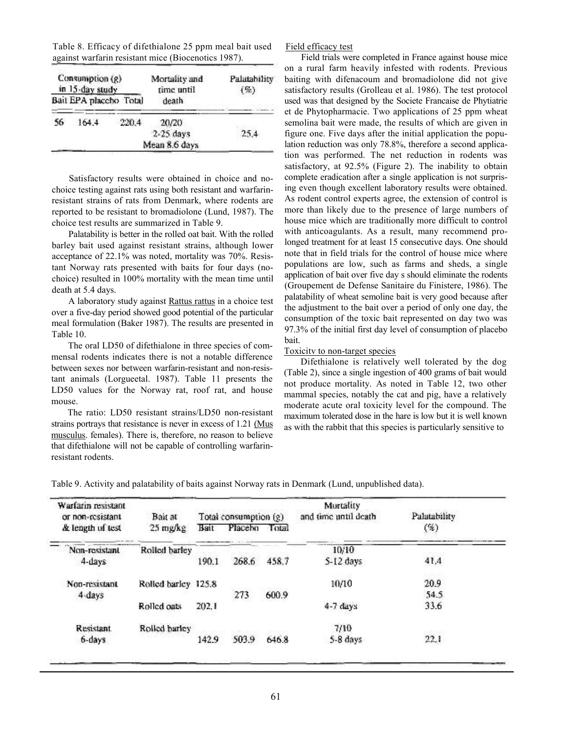Table 8. Efficacy of difethialone 25 ppm meal bait used against warfarin resistant mice (Biocenotics 1987).

| Consumption (g) in 15-day study | | | Mortality and time until death | Palatability (%) |
|---|---|---|---|---|
| Bait | EPA placebo | Total | | |
| 56 | 164.4 | 220.4 | 20/20<br>2-25 days<br>Mean 8.6 days | 25.4 |

Satisfactory results were obtained in choice and no-choice testing against rats using both resistant and warfarin-resistant strains of rats from Denmark, where rodents are reported to be resistant to bromadiolone (Lund, 1987). The choice test results are summarized in Table 9.

Palatability is better in the rolled oat bait. With the rolled barley bait used against resistant strains, although lower acceptance of 22.1% was noted, mortality was 70%. Resistant Norway rats presented with baits for four days (no-choice) resulted in 100% mortality with the mean time until death at 5.4 days.

A laboratory study against Rattus rattus in a choice test over a five-day period showed good potential of the particular meal formulation (Baker 1987). The results are presented in Table 10.

The oral LD50 of difethialone in three species of commensal rodents indicates there is not a notable difference between sexes nor between warfarin-resistant and non-resistant animals (Lorgueetal. 1987). Table 11 presents the LD50 values for the Norway rat, roof rat, and house mouse.

The ratio: LD50 resistant strains/LD50 non-resistant strains portrays that resistance is never in excess of 1.21 (Mus musculus. females). There is, therefore, no reason to believe that difethialone will not be capable of controlling warfarin-resistant rodents.

Field efficacy test

Field trials were completed in France against house mice on a rural farm heavily infested with rodents. Previous baiting with difenacoum and bromadiolone did not give satisfactory results (Grolleau et al. 1986). The test protocol used was that designed by the Societe Francaise de Phytiatrie et de Phytopharmacie. Two applications of 25 ppm wheat semolina bait were made, the results of which are given in figure one. Five days after the initial application the population reduction was only 78.8%, therefore a second application was performed. The net reduction in rodents was satisfactory, at 92.5% (Figure 2). The inability to obtain complete eradication after a single application is not surprising even though excellent laboratory results were obtained. As rodent control experts agree, the extension of control is more than likely due to the presence of large numbers of house mice which are traditionally more difficult to control with anticoagulants. As a result, many recommend prolonged treatment for at least 15 consecutive days. One should note that in field trials for the control of house mice where populations are low, such as farms and sheds, a single application of bait over five day s should eliminate the rodents (Groupement de Defense Sanitaire du Finistere, 1986). The palatability of wheat semoline bait is very good because after the adjustment to the bait over a period of only one day, the consumption of the toxic bait represented on day two was 97.3% of the initial first day level of consumption of placebo bait.

Toxicitv to non-target species

Difethialone is relatively well tolerated by the dog (Table 2), since a single ingestion of 400 grams of bait would not produce mortality. As noted in Table 12, two other mammal species, notably the cat and pig, have a relatively moderate acute oral toxicity level for the compound. The maximum tolerated dose in the hare is low but it is well known as with the rabbit that this species is particularly sensitive to

Table 9. Activity and palatability of baits against Norway rats in Denmark (Lund, unpublished data).

| Warfarin resistant or non-resistant & length of test | Bait at 25 mg/kg | Total consumption (g) | | | Mortality and time until death | Palatability (%) |
|---|---|---|---|---|---|---|
| | | Bait | Placebo | Total | | |
| Non-resistant 4-days | Rolled barley | 190.1 | 268.6 | 458.7 | 10/10<br>5-12 days | 41.4 |
| Non-resistant 4-days | Rolled barley | 125.8 | 273 | 600.9 | 10/10 | 20.9<br>54.5 |
| | Rolled oats | 202.1 | | | 4-7 days | 33.6 |
| Resistant 6-days | Rolled barley | 142.9 | 503.9 | 646.8 | 7/10<br>5-8 days | 22.1 |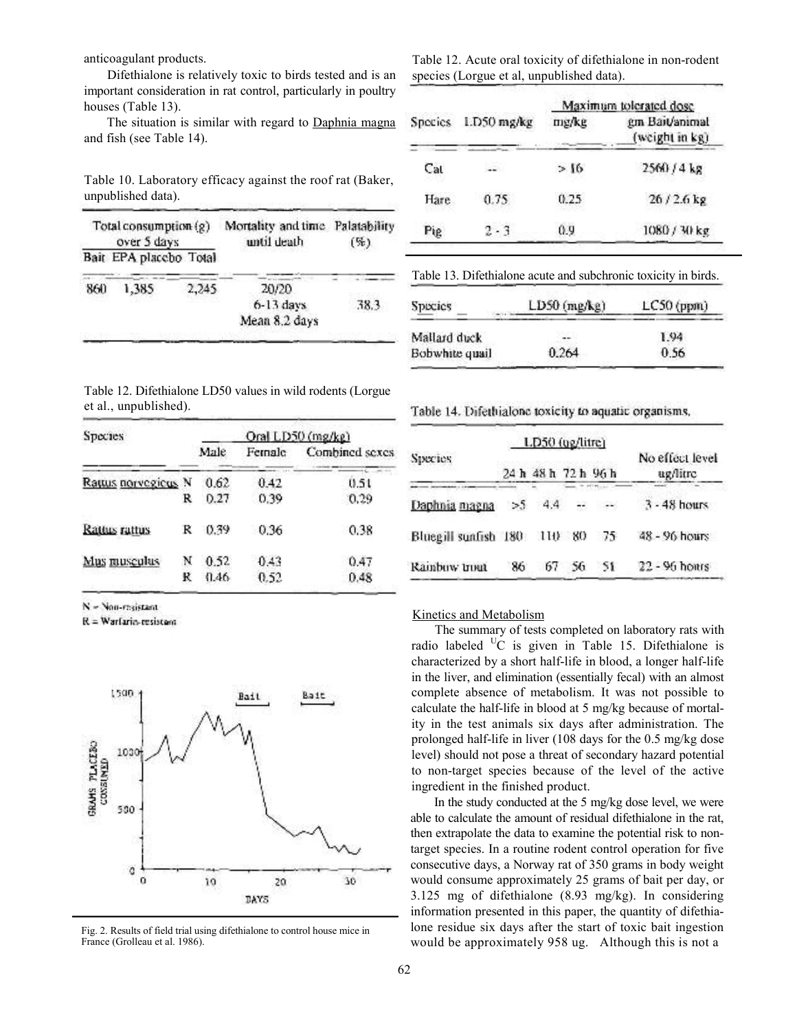anticoagulant products.

Difethialone is relatively toxic to birds tested and is an important consideration in rat control, particularly in poultry houses (Table 13).

The situation is similar with regard to Daphnia magna and fish (see Table 14).

Table 10. Laboratory efficacy against the roof rat (Baker, unpublished data).

| Total consumption (g) over 5 days | | | Mortality and time until death | Palatability (%) |
|---|---|---|---|---|
| Bait | EPA placebo | Total | | |
| 860 | 1,385 | 2,245 | 20/20 6-13 days Mean 8.2 days | 38.3 |

Table 12. Difethialone LD50 values in wild rodents (Lorgue et al., unpublished).

| Species | | Oral LD50 (mg/kg) | | |
|---|---|---|---|---|
| | | Male | Female | Combined sexes |
| Rattus norvegicus | N | 0.62 | 0.42 | 0.51 |
| | R | 0.27 | 0.39 | 0.29 |
| Rattus rattus | R | 0.39 | 0.36 | 0.38 |
| Mus musculus | N | 0.52 | 0.43 | 0.47 |
| | R | 0.46 | 0.52 | 0.48 |

N = Non-resistant
R = Warfarin-resistant

Fig. 2. Results of field trial using difethialone to control house mice in France (Grolleau et al. 1986).

Table 12. Acute oral toxicity of difethialone in non-rodent species (Lorgue et al, unpublished data).

| Species | LD50 mg/kg | Maximum tolerated dose | |
|---|---|---|---|
| | | mg/kg | gm Bait/animal (weight in kg) |
| Cat | -- | > 16 | 2560 / 4 kg |
| Hare | 0.75 | 0.25 | 26 / 2.6 kg |
| Pig | 2 - 3 | 0.9 | 1080 / 30 kg |

Table 13. Difethialone acute and subchronic toxicity in birds.

| Species | LD50 (mg/kg) | LC50 (ppm) |
|---|---|---|
| Mallard duck | -- | 1.94 |
| Bobwhite quail | 0.264 | 0.56 |

Table 14. Difethialone toxicity to aquatic organisms.

| Species | LD50 (ug/litre) | | | | No effect level ug/litre |
|---|---|---|---|---|---|
| | 24 h | 48 h | 72 h | 96 h | |
| Daphnia magna | >5 | 4.4 | -- | -- | 3 - 48 hours |
| Bluegill sunfish | 180 | 110 | 80 | 75 | 48 - 96 hours |
| Rainbow trout | 86 | 67 | 56 | 51 | 22 - 96 hours |

## Kinetics and Metabolism

The summary of tests completed on laboratory rats with radio labeled $^{14}C$ is given in Table 15. Difethialone is characterized by a short half-life in blood, a longer half-life in the liver, and elimination (essentially fecal) with an almost complete absence of metabolism. It was not possible to calculate the half-life in blood at 5 mg/kg because of mortality in the test animals six days after administration. The prolonged half-life in liver (108 days for the 0.5 mg/kg dose level) should not pose a threat of secondary hazard potential to non-target species because of the level of the active ingredient in the finished product.

In the study conducted at the 5 mg/kg dose level, we were able to calculate the amount of residual difethialone in the rat, then extrapolate the data to examine the potential risk to non-target species. In a routine rodent control operation for five consecutive days, a Norway rat of 350 grams in body weight would consume approximately 25 grams of bait per day, or 3.125 mg of difethialone (8.93 mg/kg). In considering information presented in this paper, the quantity of difethialone residue six days after the start of toxic bait ingestion would be approximately 958 ug. Although this is not a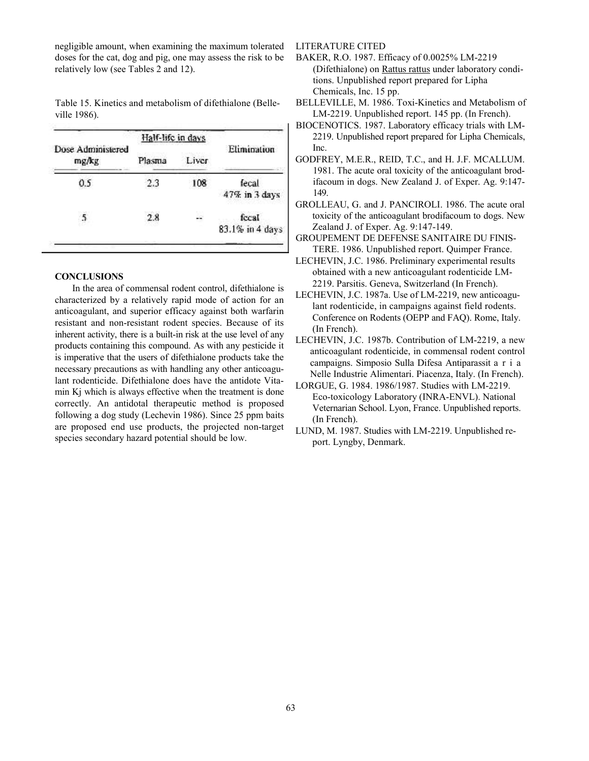negligible amount, when examining the maximum tolerated doses for the cat, dog and pig, one may assess the risk to be relatively low (see Tables 2 and 12).

Table 15. Kinetics and metabolism of difethialone (Belleville 1986).

| Dose Administered mg/kg | Half-life in days | | Elimination |
|---|---|---|---|
| | Plasma | Liver | |
| 0.5 | 2.3 | 108 | fecal 47% in 3 days |
| 5 | 2.8 | -- | fecal 83.1% in 4 days |

**CONCLUSIONS**

In the area of commensal rodent control, difethialone is characterized by a relatively rapid mode of action for an anticoagulant, and superior efficacy against both warfarin resistant and non-resistant rodent species. Because of its inherent activity, there is a built-in risk at the use level of any products containing this compound. As with any pesticide it is imperative that the users of difethialone products take the necessary precautions as with handling any other anticoagulant rodenticide. Difethialone does have the antidote Vitamin Kj which is always effective when the treatment is done correctly. An antidotal therapeutic method is proposed following a dog study (Lechevin 1986). Since 25 ppm baits are proposed end use products, the projected non-target species secondary hazard potential should be low.

LITERATURE CITED

BAKER, R.O. 1987. Efficacy of 0.0025% LM-2219 (Difethialone) on Rattus rattus under laboratory conditions. Unpublished report prepared for Lipha Chemicals, Inc. 15 pp.

BELLEVILLE, M. 1986. Toxi-Kinetics and Metabolism of LM-2219. Unpublished report. 145 pp. (In French).

BIOCENOTICS. 1987. Laboratory efficacy trials with LM-2219. Unpublished report prepared for Lipha Chemicals, Inc.

GODFREY, M.E.R., REID, T.C., and H. J.F. MCALLUM. 1981. The acute oral toxicity of the anticoagulant brodifacoum in dogs. New Zealand J. of Exper. Ag. 9:147-149.

GROLLEAU, G. and J. PANCIROLI. 1986. The acute oral toxicity of the anticoagulant brodifacoum to dogs. New Zealand J. of Exper. Ag. 9:147-149.

GROUPEMENT DE DEFENSE SANITAIRE DU FINISTERE. 1986. Unpublished report. Quimper France.

LECHEVIN, J.C. 1986. Preliminary experimental results obtained with a new anticoagulant rodenticide LM-2219. Parsitis. Geneva, Switzerland (In French).

LECHEVIN, J.C. 1987a. Use of LM-2219, new anticoagulant rodenticide, in campaigns against field rodents. Conference on Rodents (OEPP and FAQ). Rome, Italy. (In French).

LECHEVIN, J.C. 1987b. Contribution of LM-2219, a new anticoagulant rodenticide, in commensal rodent control campaigns. Simposio Sulla Difesa Antiparassit a r i a Nelle Industrie Alimentari. Piacenza, Italy. (In French).

LORGUE, G. 1984. 1986/1987. Studies with LM-2219. Eco-toxicology Laboratory (INRA-ENVL). National Veternarian School. Lyon, France. Unpublished reports. (In French).

LUND, M. 1987. Studies with LM-2219. Unpublished report. Lyngby, Denmark.